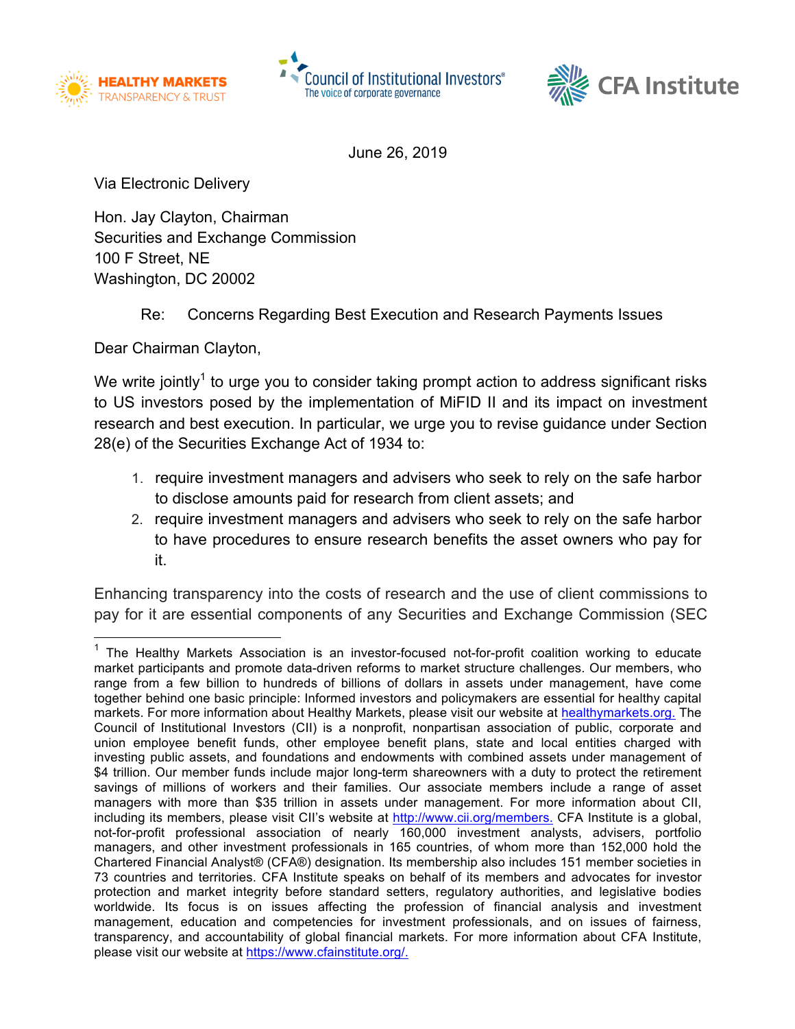HEALTHY MARKETS
TRANSPARENCY & TRUST

Council of Institutional Investors®
The voice of corporate governance

CFA Institute

June 26, 2019

Via Electronic Delivery

Hon. Jay Clayton, Chairman
Securities and Exchange Commission
100 F Street, NE
Washington, DC 20002

Re: Concerns Regarding Best Execution and Research Payments Issues

Dear Chairman Clayton,

We write jointly[1] to urge you to consider taking prompt action to address significant risks to US investors posed by the implementation of MiFID II and its impact on investment research and best execution. In particular, we urge you to revise guidance under Section 28(e) of the Securities Exchange Act of 1934 to:

1. require investment managers and advisers who seek to rely on the safe harbor to disclose amounts paid for research from client assets; and
2. require investment managers and advisers who seek to rely on the safe harbor to have procedures to ensure research benefits the asset owners who pay for it.

Enhancing transparency into the costs of research and the use of client commissions to pay for it are essential components of any Securities and Exchange Commission (SEC

[1] The Healthy Markets Association is an investor-focused not-for-profit coalition working to educate market participants and promote data-driven reforms to market structure challenges. Our members, who range from a few billion to hundreds of billions of dollars in assets under management, have come together behind one basic principle: Informed investors and policymakers are essential for healthy capital markets. For more information about Healthy Markets, please visit our website at healthymarkets.org. The Council of Institutional Investors (CII) is a nonprofit, nonpartisan association of public, corporate and union employee benefit funds, other employee benefit plans, state and local entities charged with investing public assets, and foundations and endowments with combined assets under management of $4 trillion. Our member funds include major long-term shareowners with a duty to protect the retirement savings of millions of workers and their families. Our associate members include a range of asset managers with more than $35 trillion in assets under management. For more information about CII, including its members, please visit CII's website at http://www.cii.org/members. CFA Institute is a global, not-for-profit professional association of nearly 160,000 investment analysts, advisers, portfolio managers, and other investment professionals in 165 countries, of whom more than 152,000 hold the Chartered Financial Analyst® (CFA®) designation. Its membership also includes 151 member societies in 73 countries and territories. CFA Institute speaks on behalf of its members and advocates for investor protection and market integrity before standard setters, regulatory authorities, and legislative bodies worldwide. Its focus is on issues affecting the profession of financial analysis and investment management, education and competencies for investment professionals, and on issues of fairness, transparency, and accountability of global financial markets. For more information about CFA Institute, please visit our website at https://www.cfainstitute.org/.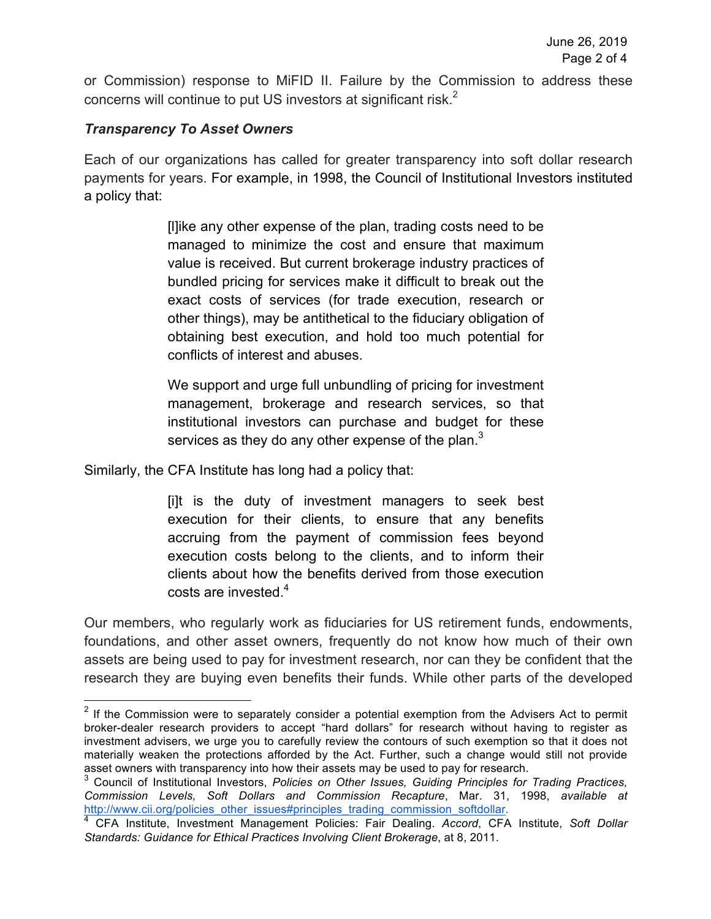or Commission) response to MiFID II. Failure by the Commission to address these concerns will continue to put US investors at significant risk.[2]

### *Transparency To Asset Owners*

Each of our organizations has called for greater transparency into soft dollar research payments for years. For example, in 1998, the Council of Institutional Investors instituted a policy that:

> [l]ike any other expense of the plan, trading costs need to be managed to minimize the cost and ensure that maximum value is received. But current brokerage industry practices of bundled pricing for services make it difficult to break out the exact costs of services (for trade execution, research or other things), may be antithetical to the fiduciary obligation of obtaining best execution, and hold too much potential for conflicts of interest and abuses.
>
> We support and urge full unbundling of pricing for investment management, brokerage and research services, so that institutional investors can purchase and budget for these services as they do any other expense of the plan.[3]

Similarly, the CFA Institute has long had a policy that:

> [i]t is the duty of investment managers to seek best execution for their clients, to ensure that any benefits accruing from the payment of commission fees beyond execution costs belong to the clients, and to inform their clients about how the benefits derived from those execution costs are invested.[4]

Our members, who regularly work as fiduciaries for US retirement funds, endowments, foundations, and other asset owners, frequently do not know how much of their own assets are being used to pay for investment research, nor can they be confident that the research they are buying even benefits their funds. While other parts of the developed

---

[2] If the Commission were to separately consider a potential exemption from the Advisers Act to permit broker-dealer research providers to accept "hard dollars" for research without having to register as investment advisers, we urge you to carefully review the contours of such exemption so that it does not materially weaken the protections afforded by the Act. Further, such a change would still not provide asset owners with transparency into how their assets may be used to pay for research.

[3] Council of Institutional Investors, *Policies on Other Issues, Guiding Principles for Trading Practices, Commission Levels, Soft Dollars and Commission Recapture*, Mar. 31, 1998, *available at* http://www.cii.org/policies_other_issues#principles_trading_commission_softdollar.

[4] CFA Institute, Investment Management Policies: Fair Dealing. *Accord*, CFA Institute, *Soft Dollar Standards: Guidance for Ethical Practices Involving Client Brokerage*, at 8, 2011.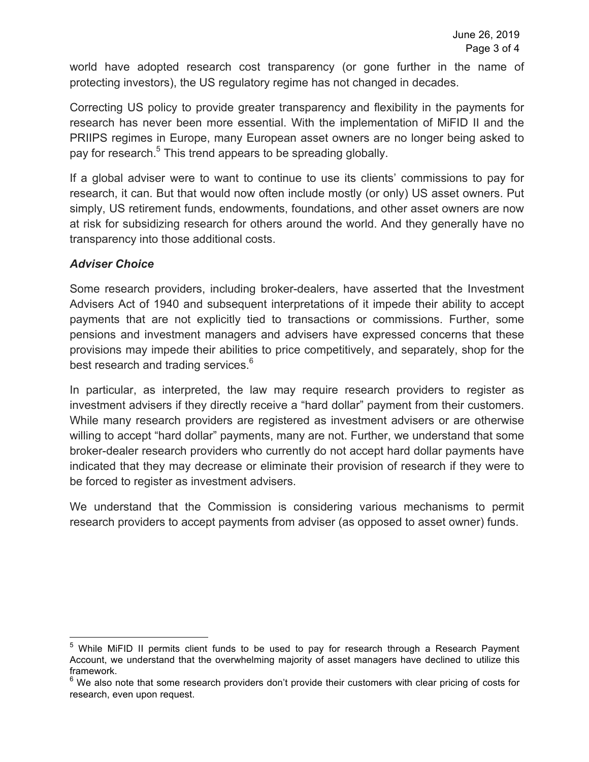world have adopted research cost transparency (or gone further in the name of protecting investors), the US regulatory regime has not changed in decades.

Correcting US policy to provide greater transparency and flexibility in the payments for research has never been more essential. With the implementation of MiFID II and the PRIIPS regimes in Europe, many European asset owners are no longer being asked to pay for research.[5] This trend appears to be spreading globally.

If a global adviser were to want to continue to use its clients' commissions to pay for research, it can. But that would now often include mostly (or only) US asset owners. Put simply, US retirement funds, endowments, foundations, and other asset owners are now at risk for subsidizing research for others around the world. And they generally have no transparency into those additional costs.

***Adviser Choice***

Some research providers, including broker-dealers, have asserted that the Investment Advisers Act of 1940 and subsequent interpretations of it impede their ability to accept payments that are not explicitly tied to transactions or commissions. Further, some pensions and investment managers and advisers have expressed concerns that these provisions may impede their abilities to price competitively, and separately, shop for the best research and trading services.[6]

In particular, as interpreted, the law may require research providers to register as investment advisers if they directly receive a "hard dollar" payment from their customers. While many research providers are registered as investment advisers or are otherwise willing to accept "hard dollar" payments, many are not. Further, we understand that some broker-dealer research providers who currently do not accept hard dollar payments have indicated that they may decrease or eliminate their provision of research if they were to be forced to register as investment advisers.

We understand that the Commission is considering various mechanisms to permit research providers to accept payments from adviser (as opposed to asset owner) funds.

---

[5] While MiFID II permits client funds to be used to pay for research through a Research Payment Account, we understand that the overwhelming majority of asset managers have declined to utilize this framework.

[6] We also note that some research providers don't provide their customers with clear pricing of costs for research, even upon request.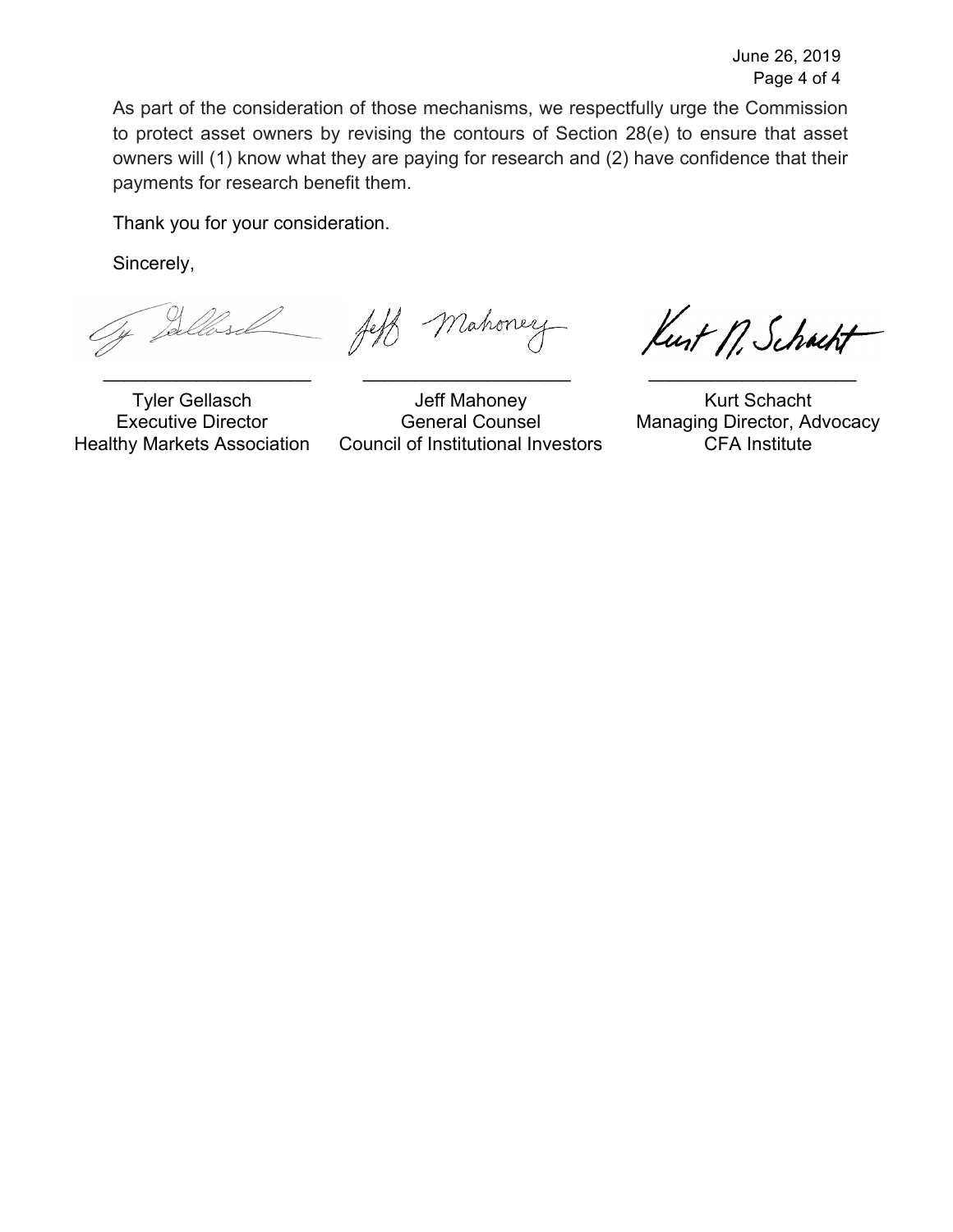As part of the consideration of those mechanisms, we respectfully urge the Commission to protect asset owners by revising the contours of Section 28(e) to ensure that asset owners will (1) know what they are paying for research and (2) have confidence that their payments for research benefit them.

Thank you for your consideration.

Sincerely,

| | | |
|---|---|---|
| Tyler Gellasch | Jeff Mahoney | Kurt Schacht |
| Executive Director | General Counsel | Managing Director, Advocacy |
| Healthy Markets Association | Council of Institutional Investors | CFA Institute |